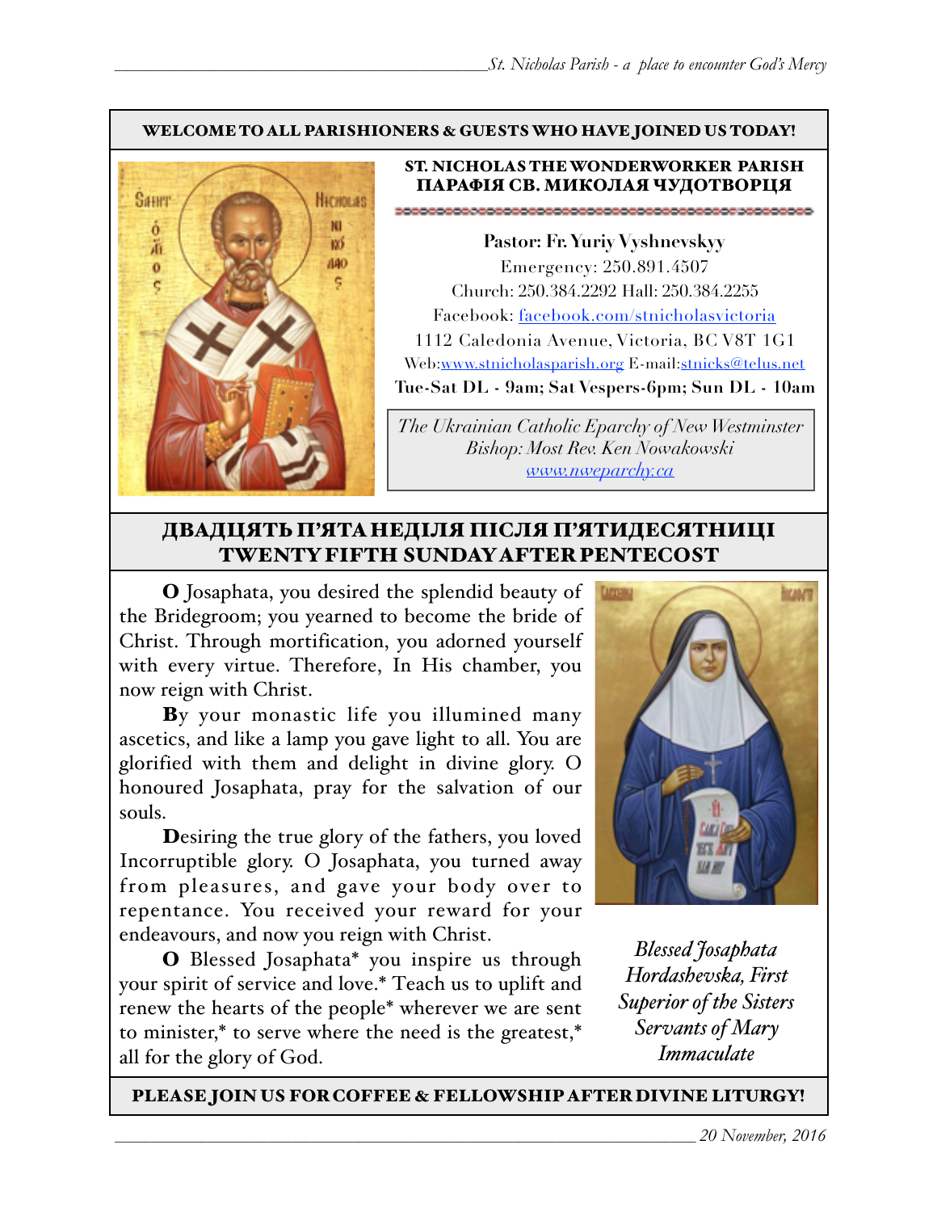**WELCOME TO ALL PARISHIONERS & GUESTS WHO HAVE JOINED US TODAY!**

## ST. NICHOLAS THE WONDERWORKER PARISH
## ПАРАФІЯ СВ. МИКОЛАЯ ЧУДОТВОРЦЯ

**Pastor: Fr. Yuriy Vyshnevskyy**
Emergency: 250.891.4507
Church: 250.384.2292 Hall: 250.384.2255
Facebook: facebook.com/stnicholasvictoria
1112 Caledonia Avenue, Victoria, BC V8T 1G1
Web:www.stnicholasparish.org E-mail:stnicks@telus.net
**Tue-Sat DL - 9am; Sat Vespers-6pm; Sun DL - 10am**

*The Ukrainian Catholic Eparchy of New Westminster*
*Bishop: Most Rev. Ken Nowakowski*
*www.nweparchy.ca*

## ДВАДЦЯТЬ П'ЯТА НЕДІЛЯ ПІСЛЯ П'ЯТИДЕСЯТНИЦІ
## TWENTY FIFTH SUNDAY AFTER PENTECOST

**O** Josaphata, you desired the splendid beauty of the Bridegroom; you yearned to become the bride of Christ. Through mortification, you adorned yourself with every virtue. Therefore, In His chamber, you now reign with Christ.

**B**y your monastic life you illumined many ascetics, and like a lamp you gave light to all. You are glorified with them and delight in divine glory. O honoured Josaphata, pray for the salvation of our souls.

**D**esiring the true glory of the fathers, you loved Incorruptible glory. O Josaphata, you turned away from pleasures, and gave your body over to repentance. You received your reward for your endeavours, and now you reign with Christ.

**O** Blessed Josaphata* you inspire us through your spirit of service and love.* Teach us to uplift and renew the hearts of the people* wherever we are sent to minister,* to serve where the need is the greatest,* all for the glory of God.

*Blessed Josaphata Hordashevska, First Superior of the Sisters Servants of Mary Immaculate*

**PLEASE JOIN US FOR COFFEE & FELLOWSHIP AFTER DIVINE LITURGY!**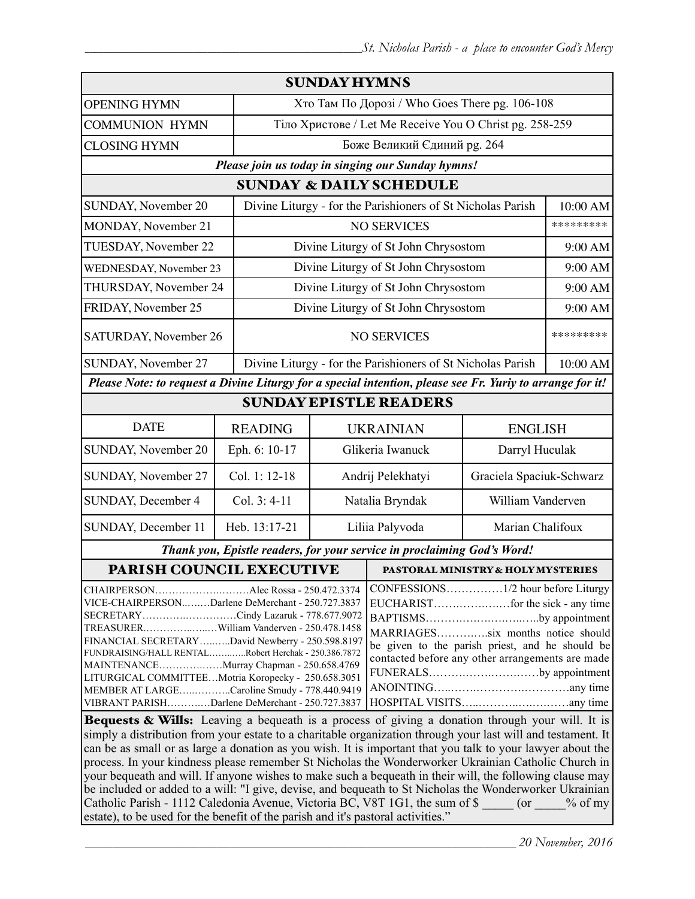## SUNDAY HYMNS

| | |
|---|---|
| OPENING HYMN | Хто Там По Дорозі / Who Goes There pg. 106-108 |
| COMMUNION HYMN | Тіло Христове / Let Me Receive You O Christ pg. 258-259 |
| CLOSING HYMN | Боже Великий Єдиний pg. 264 |

***Please join us today in singing our Sunday hymns!***

## SUNDAY & DAILY SCHEDULE

| | | |
|---|---|---|
| SUNDAY, November 20 | Divine Liturgy - for the Parishioners of St Nicholas Parish | 10:00 AM |
| MONDAY, November 21 | NO SERVICES | ********* |
| TUESDAY, November 22 | Divine Liturgy of St John Chrysostom | 9:00 AM |
| WEDNESDAY, November 23 | Divine Liturgy of St John Chrysostom | 9:00 AM |
| THURSDAY, November 24 | Divine Liturgy of St John Chrysostom | 9:00 AM |
| FRIDAY, November 25 | Divine Liturgy of St John Chrysostom | 9:00 AM |
| SATURDAY, November 26 | NO SERVICES | ********* |
| SUNDAY, November 27 | Divine Liturgy - for the Parishioners of St Nicholas Parish | 10:00 AM |

***Please Note: to request a Divine Liturgy for a special intention, please see Fr. Yuriy to arrange for it!***

## SUNDAY EPISTLE READERS

| DATE | READING | UKRAINIAN | ENGLISH |
|---|---|---|---|
| SUNDAY, November 20 | Eph. 6: 10-17 | Glikeria Iwanuck | Darryl Huculak |
| SUNDAY, November 27 | Col. 1: 12-18 | Andrij Pelekhatyi | Graciela Spaciuk-Schwarz |
| SUNDAY, December 4 | Col. 3: 4-11 | Natalia Bryndak | William Vanderven |
| SUNDAY, December 11 | Heb. 13:17-21 | Liliia Palyvoda | Marian Chalifoux |

***Thank you, Epistle readers, for your service in proclaiming God's Word!***

## PARISH COUNCIL EXECUTIVE

CHAIRPERSON……………………Alec Rossa - 250.472.3374
VICE-CHAIRPERSON……Darlene DeMerchant - 250.727.3837
SECRETARY……………………Cindy Lazaruk - 778.677.9072
TREASURER……………William Vanderven - 250.478.1458
FINANCIAL SECRETARY……David Newberry - 250.598.8197
FUNDRAISING/HALL RENTAL……Robert Herchak - 250.386.7872
MAINTENANCE……………Murray Chapman - 250.658.4769
LITURGICAL COMMITTEE…Motria Koropecky - 250.658.3051
MEMBER AT LARGE……………Caroline Smudy - 778.440.9419
VIBRANT PARISH…………Darlene DeMerchant - 250.727.3837

## PASTORAL MINISTRY & HOLY MYSTERIES

CONFESSIONS……………1/2 hour before Liturgy
EUCHARIST………………for the sick - any time
BAPTISMS…………………………by appointment
MARRIAGES…………six months notice should be given to the parish priest, and he should be contacted before any other arrangements are made
FUNERALS……………………………by appointment
ANOINTING……………………………………any time
HOSPITAL VISITS………………………………any time

**Bequests & Wills:** Leaving a bequeath is a process of giving a donation through your will. It is simply a distribution from your estate to a charitable organization through your last will and testament. It can be as small or as large a donation as you wish. It is important that you talk to your lawyer about the process. In your kindness please remember St Nicholas the Wonderworker Ukrainian Catholic Church in your bequeath and will. If anyone wishes to make such a bequeath in their will, the following clause may be included or added to a will: "I give, devise, and bequeath to St Nicholas the Wonderworker Ukrainian Catholic Parish - 1112 Caledonia Avenue, Victoria BC, V8T 1G1, the sum of $ _____ (or _____% of my estate), to be used for the benefit of the parish and it's pastoral activities."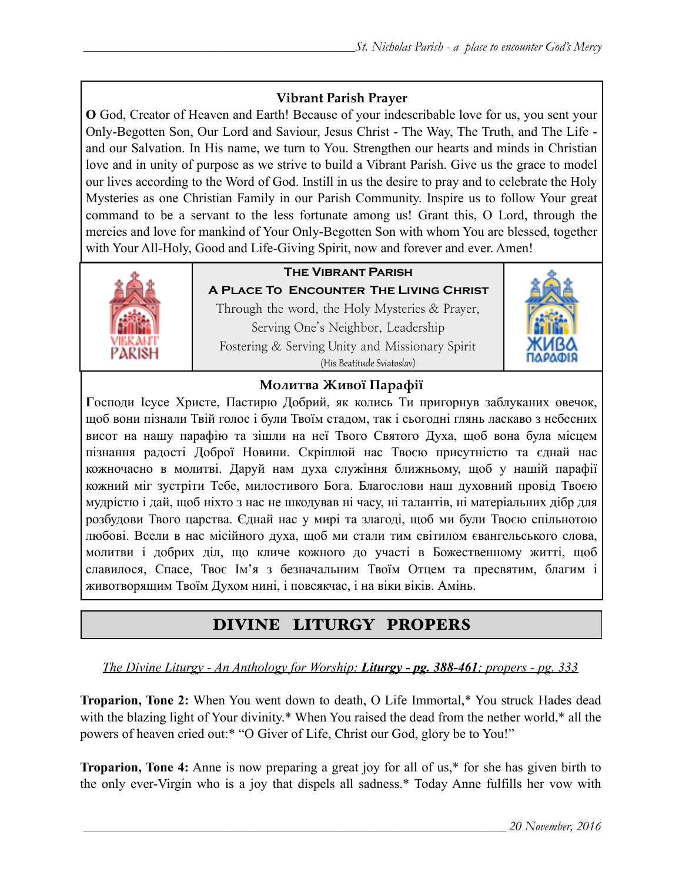### Vibrant Parish Prayer

**O** God, Creator of Heaven and Earth! Because of your indescribable love for us, you sent your Only-Begotten Son, Our Lord and Saviour, Jesus Christ - The Way, The Truth, and The Life - and our Salvation. In His name, we turn to You. Strengthen our hearts and minds in Christian love and in unity of purpose as we strive to build a Vibrant Parish. Give us the grace to model our lives according to the Word of God. Instill in us the desire to pray and to celebrate the Holy Mysteries as one Christian Family in our Parish Community. Inspire us to follow Your great command to be a servant to the less fortunate among us! Grant this, O Lord, through the mercies and love for mankind of Your Only-Begotten Son with whom You are blessed, together with Your All-Holy, Good and Life-Giving Spirit, now and forever and ever. Amen!

**The Vibrant Parish**

**A Place To Encounter The Living Christ**

Through the word, the Holy Mysteries & Prayer,
Serving One's Neighbor, Leadership
Fostering & Serving Unity and Missionary Spirit
(His Beatitude Sviatoslav)

### Молитва Живої Парафії

**Г**осподи Ісусе Христе, Пастирю Добрий, як колись Ти пригорнув заблуканих овечок, щоб вони пізнали Твій голос і були Твоїм стадом, так і сьогодні глянь ласкаво з небесних висот на нашу парафію та зішли на неї Твого Святого Духа, щоб вона була місцем пізнання радості Доброї Новини. Скріплюй нас Твоєю присутністю та єднай нас кожночасно в молитві. Даруй нам духа служіння ближньому, щоб у нашій парафії кожний міг зустріти Тебе, милостивого Бога. Благослови наш духовний провід Твоєю мудрістю і дай, щоб ніхто з нас не шкодував ні часу, ні талантів, ні матеріальних дібр для розбудови Твого царства. Єднай нас у мирі та злагоді, щоб ми були Твоєю спільнотою любові. Всели в нас місійного духа, щоб ми стали тим світилом євангельського слова, молитви і добрих діл, що кличе кожного до участі в Божественному житті, щоб славилося, Спасе, Твоє Ім'я з безначальним Твоїм Отцем та пресвятим, благим і животворящим Твоїм Духом нині, і повсякчас, і на віки віків. Амінь.

## DIVINE LITURGY PROPERS

*The Divine Liturgy - An Anthology for Worship:* ***Liturgy - pg. 388-461****; propers - pg. 333*

**Troparion, Tone 2:** When You went down to death, O Life Immortal,* You struck Hades dead with the blazing light of Your divinity.* When You raised the dead from the nether world,* all the powers of heaven cried out:* "O Giver of Life, Christ our God, glory be to You!"

**Troparion, Tone 4:** Anne is now preparing a great joy for all of us,* for she has given birth to the only ever-Virgin who is a joy that dispels all sadness.* Today Anne fulfills her vow with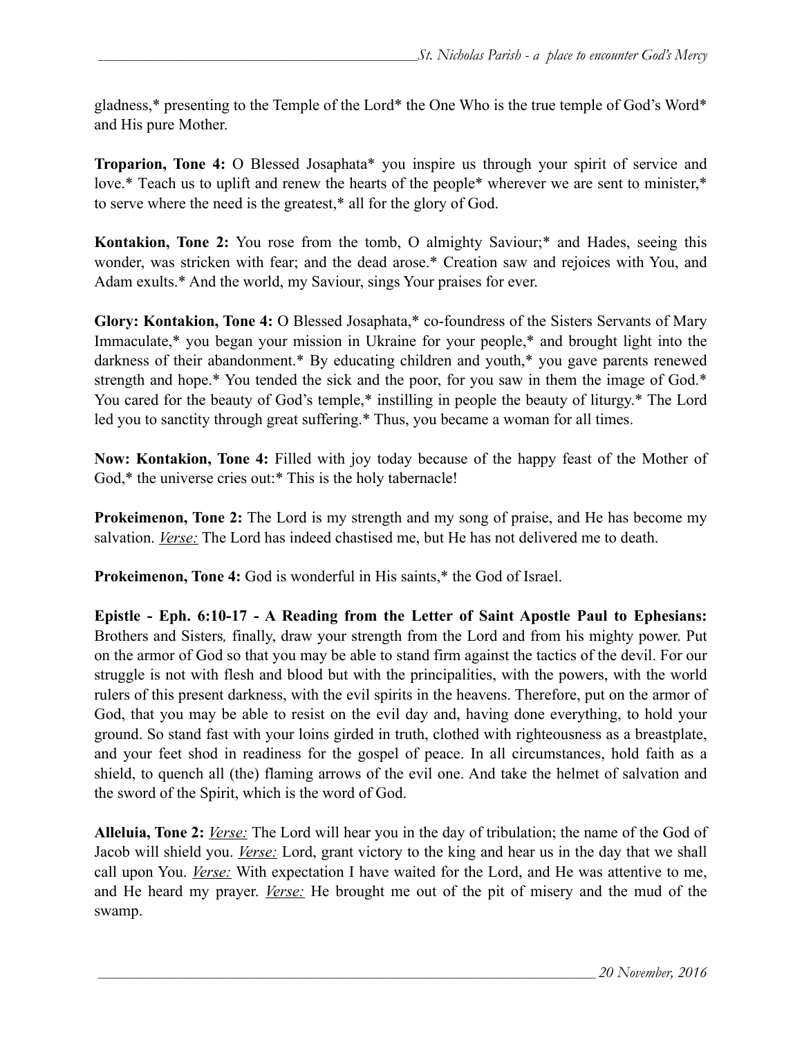gladness,* presenting to the Temple of the Lord* the One Who is the true temple of God's Word* and His pure Mother.

**Troparion, Tone 4:** O Blessed Josaphata* you inspire us through your spirit of service and love.* Teach us to uplift and renew the hearts of the people* wherever we are sent to minister,* to serve where the need is the greatest,* all for the glory of God.

**Kontakion, Tone 2:** You rose from the tomb, O almighty Saviour;* and Hades, seeing this wonder, was stricken with fear; and the dead arose.* Creation saw and rejoices with You, and Adam exults.* And the world, my Saviour, sings Your praises for ever.

**Glory: Kontakion, Tone 4:** O Blessed Josaphata,* co-foundress of the Sisters Servants of Mary Immaculate,* you began your mission in Ukraine for your people,* and brought light into the darkness of their abandonment.* By educating children and youth,* you gave parents renewed strength and hope.* You tended the sick and the poor, for you saw in them the image of God.* You cared for the beauty of God's temple,* instilling in people the beauty of liturgy.* The Lord led you to sanctity through great suffering.* Thus, you became a woman for all times.

**Now: Kontakion, Tone 4:** Filled with joy today because of the happy feast of the Mother of God,* the universe cries out:* This is the holy tabernacle!

**Prokeimenon, Tone 2:** The Lord is my strength and my song of praise, and He has become my salvation. *Verse:* The Lord has indeed chastised me, but He has not delivered me to death.

**Prokeimenon, Tone 4:** God is wonderful in His saints,* the God of Israel.

**Epistle - Eph. 6:10-17 - A Reading from the Letter of Saint Apostle Paul to Ephesians:** Brothers and Sisters*,* finally, draw your strength from the Lord and from his mighty power. Put on the armor of God so that you may be able to stand firm against the tactics of the devil. For our struggle is not with flesh and blood but with the principalities, with the powers, with the world rulers of this present darkness, with the evil spirits in the heavens. Therefore, put on the armor of God, that you may be able to resist on the evil day and, having done everything, to hold your ground. So stand fast with your loins girded in truth, clothed with righteousness as a breastplate, and your feet shod in readiness for the gospel of peace. In all circumstances, hold faith as a shield, to quench all (the) flaming arrows of the evil one. And take the helmet of salvation and the sword of the Spirit, which is the word of God.

**Alleluia, Tone 2:** *Verse:* The Lord will hear you in the day of tribulation; the name of the God of Jacob will shield you. *Verse:* Lord, grant victory to the king and hear us in the day that we shall call upon You. *Verse:* With expectation I have waited for the Lord, and He was attentive to me, and He heard my prayer. *Verse:* He brought me out of the pit of misery and the mud of the swamp.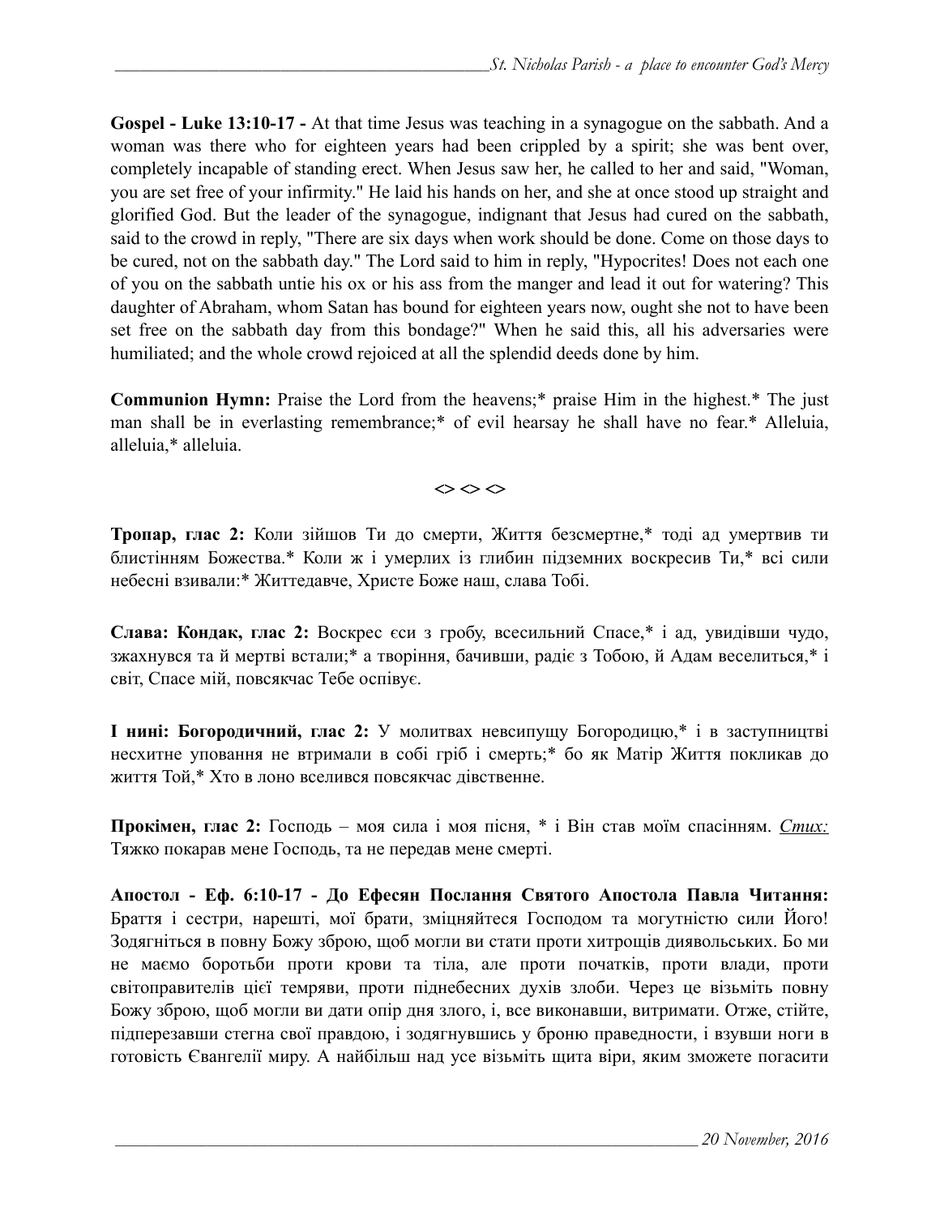**Gospel - Luke 13:10-17 -** At that time Jesus was teaching in a synagogue on the sabbath. And a woman was there who for eighteen years had been crippled by a spirit; she was bent over, completely incapable of standing erect. When Jesus saw her, he called to her and said, "Woman, you are set free of your infirmity." He laid his hands on her, and she at once stood up straight and glorified God. But the leader of the synagogue, indignant that Jesus had cured on the sabbath, said to the crowd in reply, "There are six days when work should be done. Come on those days to be cured, not on the sabbath day." The Lord said to him in reply, "Hypocrites! Does not each one of you on the sabbath untie his ox or his ass from the manger and lead it out for watering? This daughter of Abraham, whom Satan has bound for eighteen years now, ought she not to have been set free on the sabbath day from this bondage?" When he said this, all his adversaries were humiliated; and the whole crowd rejoiced at all the splendid deeds done by him.

**Communion Hymn:** Praise the Lord from the heavens;* praise Him in the highest.* The just man shall be in everlasting remembrance;* of evil hearsay he shall have no fear.* Alleluia, alleluia,* alleluia.

<> <> <>

**Тропар, глас 2:** Коли зійшов Ти до смерти, Життя безсмертне,* тоді ад умертвив ти блистінням Божества.* Коли ж і умерлих із глибин підземних воскресив Ти,* всі сили небесні взивали:* Життедавче, Христе Боже наш, слава Тобі.

**Слава: Кондак, глас 2:** Воскрес єси з гробу, всесильний Спасе,* і ад, увидівши чудо, зжахнувся та й мертві встали;* а творіння, бачивши, радіє з Тобою, й Адам веселиться,* і світ, Спасе мій, повсякчас Тебе оспівує.

**І нині: Богородичний, глас 2:** У молитвах невсипущу Богородицю,* і в заступництві несхитне уповання не втримали в собі гріб і смерть;* бо як Матір Життя покликав до життя Той,* Хто в лоно вселився повсякчас дівственне.

**Прокімен, глас 2:** Господь – моя сила і моя пісня, * і Він став моїм спасінням. *Стих:* Тяжко покарав мене Господь, та не передав мене смерті.

**Апостол - Еф. 6:10-17 - До Ефесян Послання Святого Апостола Павла Читання:** Браття і сестри, нарешті, мої брати, зміцняйтеся Господом та могутністю сили Його! Зодягніться в повну Божу зброю, щоб могли ви стати проти хитрощів диявольських. Бо ми не маємо боротьби проти крови та тіла, але проти початків, проти влади, проти світоправителів цієї темряви, проти піднебесних духів злоби. Через це візьміть повну Божу зброю, щоб могли ви дати опір дня злого, і, все виконавши, витримати. Отже, стійте, підперезавши стегна свої правдою, і зодягнувшись у броню праведности, і взувши ноги в готовість Євангелії миру. А найбільш над усе візьміть щита віри, яким зможете погасити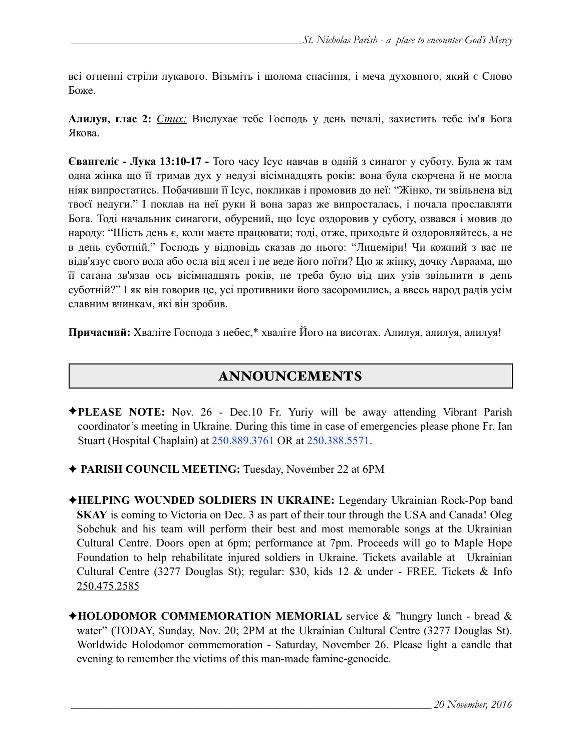всі огненні стріли лукавого. Візьміть і шолома спасіння, і меча духовного, який є Слово Боже.

**Алилуя, глас 2:** *Стих:* Вислухає тебе Господь у день печалі, захистить тебе ім'я Бога Якова.

**Євангеліє - Лука 13:10-17 -** Того часу Ісус навчав в одній з синагог у суботу. Була ж там одна жінка що її тримав дух у недузі вісімнадцять років: вона була скорчена й не могла ніяк випростатись. Побачивши її Ісус, покликав і промовив до неї: "Жінко, ти звільнена від твоєї недуги." І поклав на неї руки й вона зараз же випросталась, і почала прославляти Бога. Тоді начальник синагоги, обурений, що Ісус оздоровив у суботу, озвався і мовив до народу: "Шість день є, коли маєте працювати; тоді, отже, приходьте й оздоровляйтесь, а не в день суботній." Господь у відповідь сказав до нього: "Лицеміри! Чи кожний з вас не відв'язує свого вола або осла від ясел і не веде його поїти? Цю ж жінку, дочку Авраама, що її сатана зв'язав ось вісімнадцять років, не треба було від цих узів звільнити в день суботній?" І як він говорив це, усі противники його засоромились, а ввесь народ радів усім славним вчинкам, які він зробив.

**Причасний:** Хваліте Господа з небес,* хваліте Його на висотах. Алилуя, алилуя, алилуя!

## ANNOUNCEMENTS

✦**PLEASE NOTE:** Nov. 26 - Dec.10 Fr. Yuriy will be away attending Vibrant Parish coordinator's meeting in Ukraine. During this time in case of emergencies please phone Fr. Ian Stuart (Hospital Chaplain) at 250.889.3761 OR at 250.388.5571.

✦ **PARISH COUNCIL MEETING:** Tuesday, November 22 at 6PM

✦**HELPING WOUNDED SOLDIERS IN UKRAINE:** Legendary Ukrainian Rock-Pop band **SKAY** is coming to Victoria on Dec. 3 as part of their tour through the USA and Canada! Oleg Sobchuk and his team will perform their best and most memorable songs at the Ukrainian Cultural Centre. Doors open at 6pm; performance at 7pm. Proceeds will go to Maple Hope Foundation to help rehabilitate injured soldiers in Ukraine. Tickets available at Ukrainian Cultural Centre (3277 Douglas St); regular: $30, kids 12 & under - FREE. Tickets & Info 250.475.2585

✦**HOLODOMOR COMMEMORATION MEMORIAL** service & "hungry lunch - bread & water" (TODAY, Sunday, Nov. 20; 2PM at the Ukrainian Cultural Centre (3277 Douglas St). Worldwide Holodomor commemoration - Saturday, November 26. Please light a candle that evening to remember the victims of this man-made famine-genocide.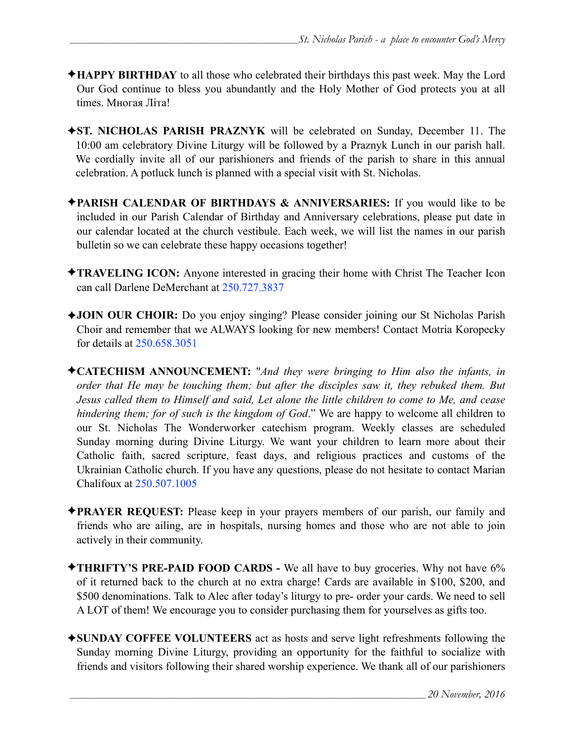✦**HAPPY BIRTHDAY** to all those who celebrated their birthdays this past week. May the Lord Our God continue to bless you abundantly and the Holy Mother of God protects you at all times. Многая Літа!

✦**ST. NICHOLAS PARISH PRAZNYK** will be celebrated on Sunday, December 11. The 10:00 am celebratory Divine Liturgy will be followed by a Praznyk Lunch in our parish hall. We cordially invite all of our parishioners and friends of the parish to share in this annual celebration. A potluck lunch is planned with a special visit with St. Nicholas.

✦**PARISH CALENDAR OF BIRTHDAYS & ANNIVERSARIES:** If you would like to be included in our Parish Calendar of Birthday and Anniversary celebrations, please put date in our calendar located at the church vestibule. Each week, we will list the names in our parish bulletin so we can celebrate these happy occasions together!

✦**TRAVELING ICON:** Anyone interested in gracing their home with Christ The Teacher Icon can call Darlene DeMerchant at 250.727.3837

✦**JOIN OUR CHOIR:** Do you enjoy singing? Please consider joining our St Nicholas Parish Choir and remember that we ALWAYS looking for new members! Contact Motria Koropecky for details at 250.658.3051

✦**CATECHISM ANNOUNCEMENT:** "*And they were bringing to Him also the infants, in order that He may be touching them; but after the disciples saw it, they rebuked them. But Jesus called them to Himself and said, Let alone the little children to come to Me, and cease hindering them; for of such is the kingdom of God*." We are happy to welcome all children to our St. Nicholas The Wonderworker catechism program. Weekly classes are scheduled Sunday morning during Divine Liturgy. We want your children to learn more about their Catholic faith, sacred scripture, feast days, and religious practices and customs of the Ukrainian Catholic church. If you have any questions, please do not hesitate to contact Marian Chalifoux at 250.507.1005

✦**PRAYER REQUEST:** Please keep in your prayers members of our parish, our family and friends who are ailing, are in hospitals, nursing homes and those who are not able to join actively in their community.

✦**THRIFTY'S PRE-PAID FOOD CARDS -** We all have to buy groceries. Why not have 6% of it returned back to the church at no extra charge! Cards are available in $100, $200, and $500 denominations. Talk to Alec after today's liturgy to pre- order your cards. We need to sell A LOT of them! We encourage you to consider purchasing them for yourselves as gifts too.

✦**SUNDAY COFFEE VOLUNTEERS** act as hosts and serve light refreshments following the Sunday morning Divine Liturgy, providing an opportunity for the faithful to socialize with friends and visitors following their shared worship experience. We thank all of our parishioners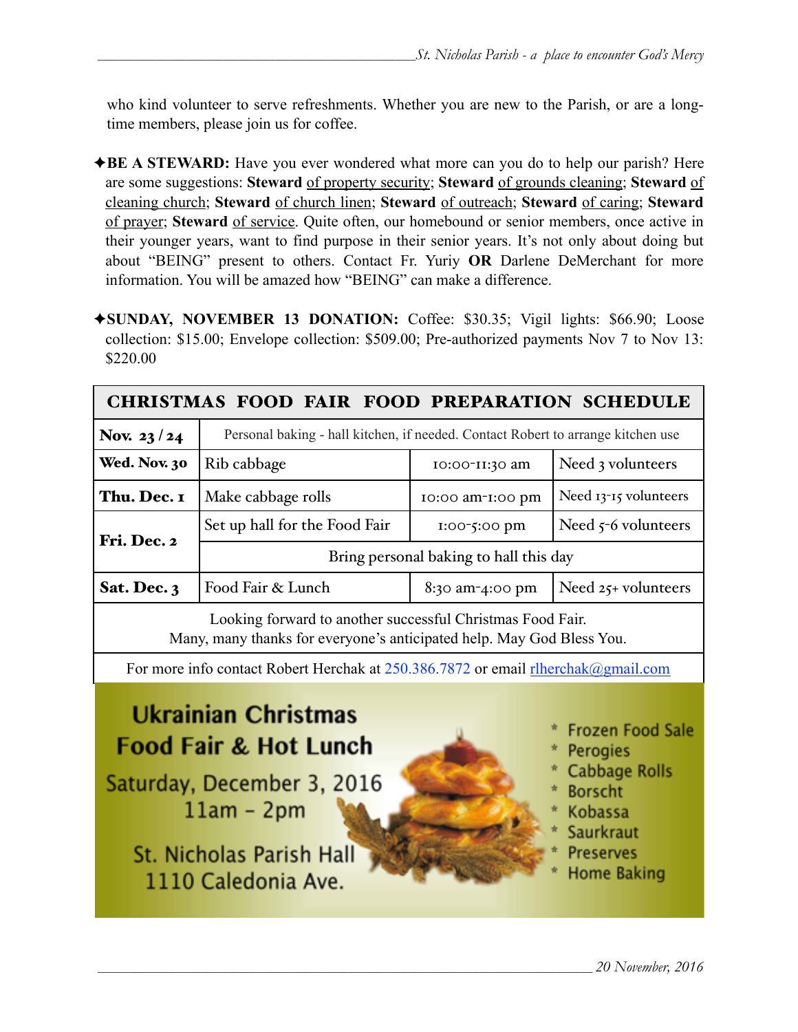who kind volunteer to serve refreshments. Whether you are new to the Parish, or are a long-time members, please join us for coffee.

✦**BE A STEWARD:** Have you ever wondered what more can you do to help our parish? Here are some suggestions: **Steward** of property security; **Steward** of grounds cleaning; **Steward** of cleaning church; **Steward** of church linen; **Steward** of outreach; **Steward** of caring; **Steward** of prayer; **Steward** of service. Quite often, our homebound or senior members, once active in their younger years, want to find purpose in their senior years. It's not only about doing but about "BEING" present to others. Contact Fr. Yuriy **OR** Darlene DeMerchant for more information. You will be amazed how "BEING" can make a difference.

✦**SUNDAY, NOVEMBER 13 DONATION:** Coffee: $30.35; Vigil lights: $66.90; Loose collection: $15.00; Envelope collection: $509.00; Pre-authorized payments Nov 7 to Nov 13: $220.00

| CHRISTMAS FOOD FAIR FOOD PREPARATION SCHEDULE | | | |
|---|---|---|---|
| **Nov. 23 / 24** | Personal baking - hall kitchen, if needed. Contact Robert to arrange kitchen use | | |
| **Wed. Nov. 30** | Rib cabbage | 10:00-11:30 am | Need 3 volunteers |
| **Thu. Dec. 1** | Make cabbage rolls | 10:00 am-1:00 pm | Need 13-15 volunteers |
| **Fri. Dec. 2** | Set up hall for the Food Fair | 1:00-5:00 pm | Need 5-6 volunteers |
| | Bring personal baking to hall this day | | |
| **Sat. Dec. 3** | Food Fair & Lunch | 8:30 am-4:00 pm | Need 25+ volunteers |
| Looking forward to another successful Christmas Food Fair. Many, many thanks for everyone's anticipated help. May God Bless You. | | | |
| For more info contact Robert Herchak at 250.386.7872 or email rlherchak@gmail.com | | | |

**Ukrainian Christmas Food Fair & Hot Lunch**

Saturday, December 3, 2016
11am - 2pm

St. Nicholas Parish Hall
1110 Caledonia Ave.

* Frozen Food Sale
* Perogies
* Cabbage Rolls
* Borscht
* Kobassa
* Saurkraut
* Preserves
* Home Baking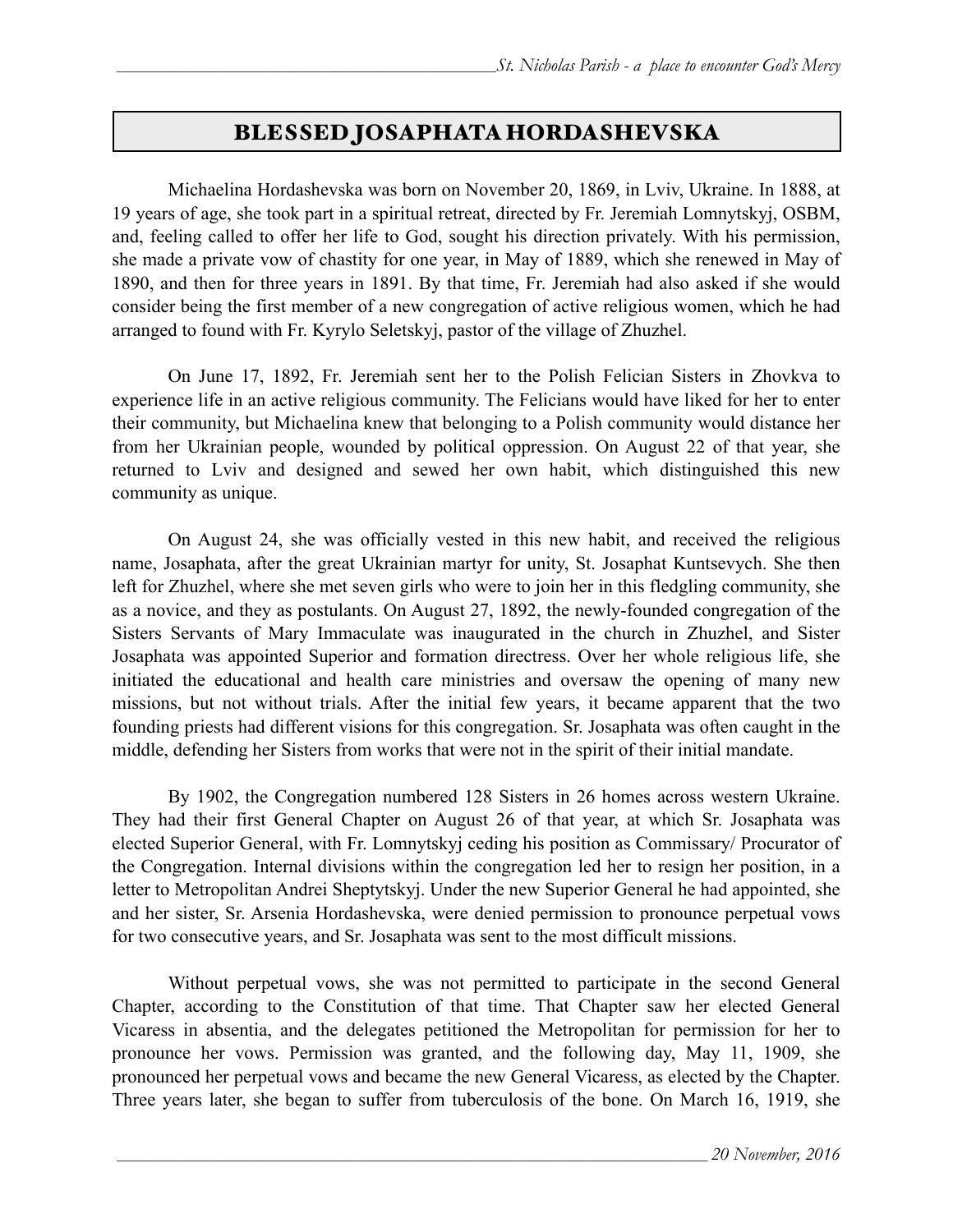## BLESSED JOSAPHATA HORDASHEVSKA

Michaelina Hordashevska was born on November 20, 1869, in Lviv, Ukraine. In 1888, at 19 years of age, she took part in a spiritual retreat, directed by Fr. Jeremiah Lomnytskyj, OSBM, and, feeling called to offer her life to God, sought his direction privately. With his permission, she made a private vow of chastity for one year, in May of 1889, which she renewed in May of 1890, and then for three years in 1891. By that time, Fr. Jeremiah had also asked if she would consider being the first member of a new congregation of active religious women, which he had arranged to found with Fr. Kyrylo Seletskyj, pastor of the village of Zhuzhel.

On June 17, 1892, Fr. Jeremiah sent her to the Polish Felician Sisters in Zhovkva to experience life in an active religious community. The Felicians would have liked for her to enter their community, but Michaelina knew that belonging to a Polish community would distance her from her Ukrainian people, wounded by political oppression. On August 22 of that year, she returned to Lviv and designed and sewed her own habit, which distinguished this new community as unique.

On August 24, she was officially vested in this new habit, and received the religious name, Josaphata, after the great Ukrainian martyr for unity, St. Josaphat Kuntsevych. She then left for Zhuzhel, where she met seven girls who were to join her in this fledgling community, she as a novice, and they as postulants. On August 27, 1892, the newly-founded congregation of the Sisters Servants of Mary Immaculate was inaugurated in the church in Zhuzhel, and Sister Josaphata was appointed Superior and formation directress. Over her whole religious life, she initiated the educational and health care ministries and oversaw the opening of many new missions, but not without trials. After the initial few years, it became apparent that the two founding priests had different visions for this congregation. Sr. Josaphata was often caught in the middle, defending her Sisters from works that were not in the spirit of their initial mandate.

By 1902, the Congregation numbered 128 Sisters in 26 homes across western Ukraine. They had their first General Chapter on August 26 of that year, at which Sr. Josaphata was elected Superior General, with Fr. Lomnytskyj ceding his position as Commissary/ Procurator of the Congregation. Internal divisions within the congregation led her to resign her position, in a letter to Metropolitan Andrei Sheptytskyj. Under the new Superior General he had appointed, she and her sister, Sr. Arsenia Hordashevska, were denied permission to pronounce perpetual vows for two consecutive years, and Sr. Josaphata was sent to the most difficult missions.

Without perpetual vows, she was not permitted to participate in the second General Chapter, according to the Constitution of that time. That Chapter saw her elected General Vicaress in absentia, and the delegates petitioned the Metropolitan for permission for her to pronounce her vows. Permission was granted, and the following day, May 11, 1909, she pronounced her perpetual vows and became the new General Vicaress, as elected by the Chapter. Three years later, she began to suffer from tuberculosis of the bone. On March 16, 1919, she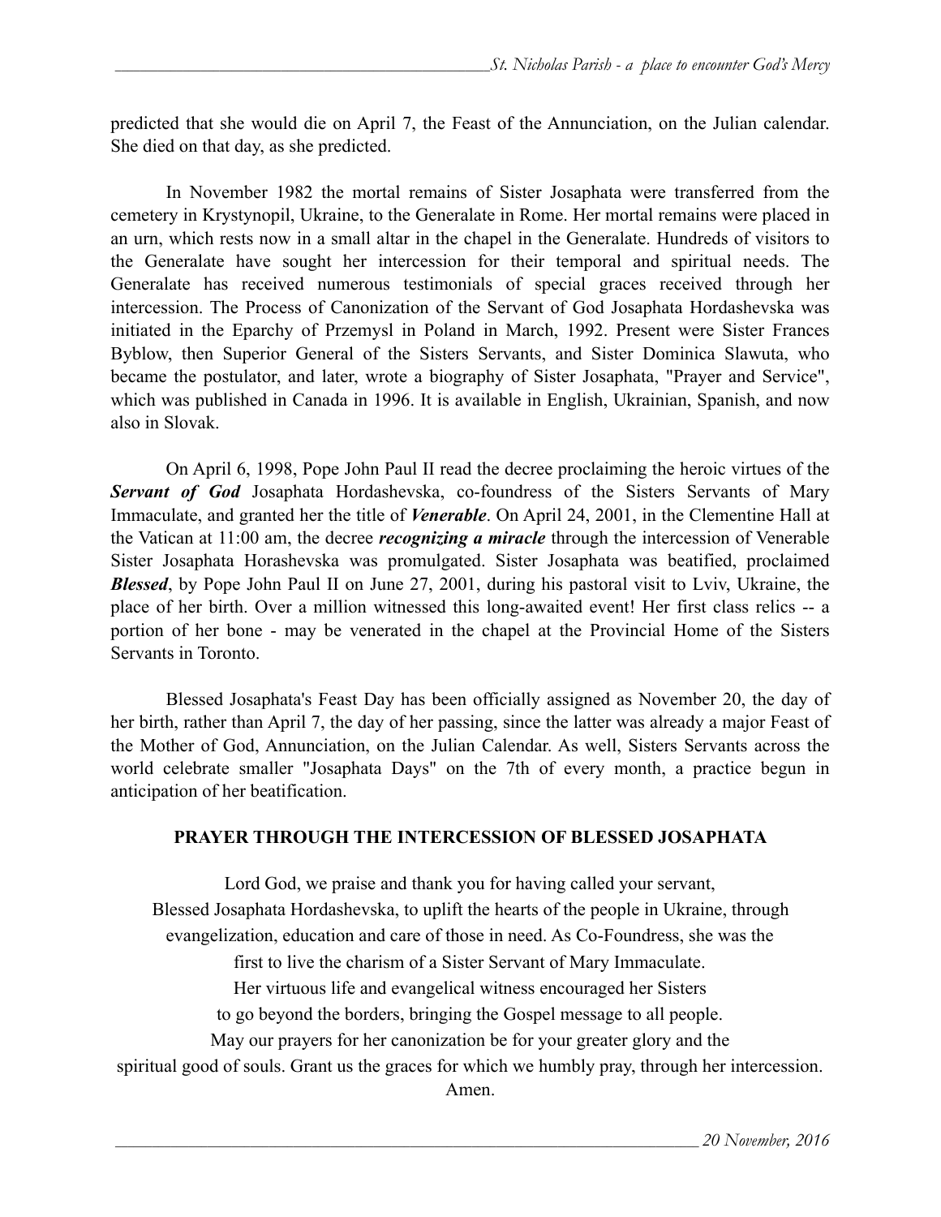predicted that she would die on April 7, the Feast of the Annunciation, on the Julian calendar. She died on that day, as she predicted.

In November 1982 the mortal remains of Sister Josaphata were transferred from the cemetery in Krystynopil, Ukraine, to the Generalate in Rome. Her mortal remains were placed in an urn, which rests now in a small altar in the chapel in the Generalate. Hundreds of visitors to the Generalate have sought her intercession for their temporal and spiritual needs. The Generalate has received numerous testimonials of special graces received through her intercession. The Process of Canonization of the Servant of God Josaphata Hordashevska was initiated in the Eparchy of Przemysl in Poland in March, 1992. Present were Sister Frances Byblow, then Superior General of the Sisters Servants, and Sister Dominica Slawuta, who became the postulator, and later, wrote a biography of Sister Josaphata, "Prayer and Service", which was published in Canada in 1996. It is available in English, Ukrainian, Spanish, and now also in Slovak.

On April 6, 1998, Pope John Paul II read the decree proclaiming the heroic virtues of the ***Servant of God*** Josaphata Hordashevska, co-foundress of the Sisters Servants of Mary Immaculate, and granted her the title of ***Venerable***. On April 24, 2001, in the Clementine Hall at the Vatican at 11:00 am, the decree ***recognizing a miracle*** through the intercession of Venerable Sister Josaphata Horashevska was promulgated. Sister Josaphata was beatified, proclaimed ***Blessed***, by Pope John Paul II on June 27, 2001, during his pastoral visit to Lviv, Ukraine, the place of her birth. Over a million witnessed this long-awaited event! Her first class relics -- a portion of her bone - may be venerated in the chapel at the Provincial Home of the Sisters Servants in Toronto.

Blessed Josaphata's Feast Day has been officially assigned as November 20, the day of her birth, rather than April 7, the day of her passing, since the latter was already a major Feast of the Mother of God, Annunciation, on the Julian Calendar. As well, Sisters Servants across the world celebrate smaller "Josaphata Days" on the 7th of every month, a practice begun in anticipation of her beatification.

**PRAYER THROUGH THE INTERCESSION OF BLESSED JOSAPHATA**

Lord God, we praise and thank you for having called your servant,
Blessed Josaphata Hordashevska, to uplift the hearts of the people in Ukraine, through
evangelization, education and care of those in need. As Co-Foundress, she was the
first to live the charism of a Sister Servant of Mary Immaculate.
Her virtuous life and evangelical witness encouraged her Sisters
to go beyond the borders, bringing the Gospel message to all people.
May our prayers for her canonization be for your greater glory and the
spiritual good of souls. Grant us the graces for which we humbly pray, through her intercession.
Amen.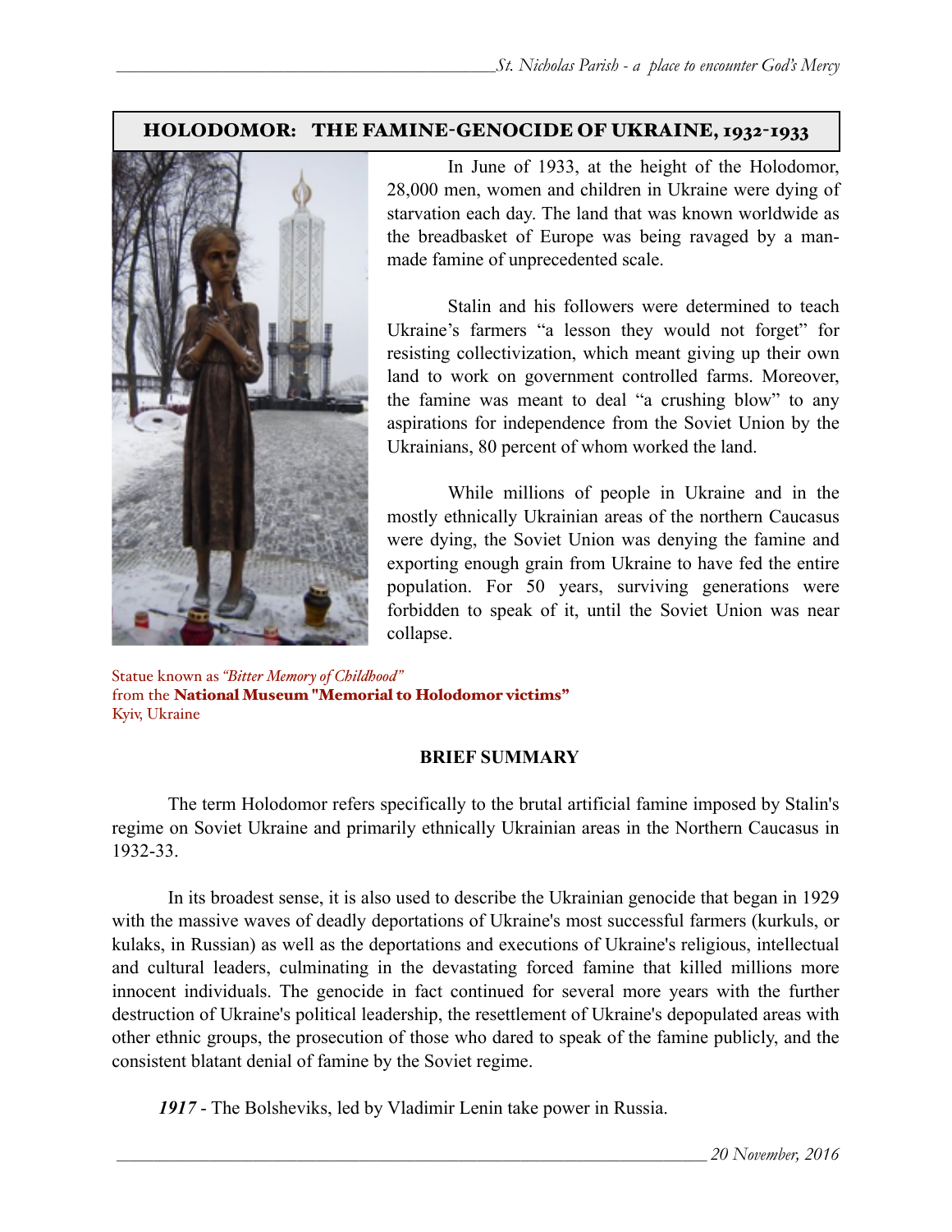## HOLODOMOR: THE FAMINE-GENOCIDE OF UKRAINE, 1932-1933

In June of 1933, at the height of the Holodomor, 28,000 men, women and children in Ukraine were dying of starvation each day. The land that was known worldwide as the breadbasket of Europe was being ravaged by a man-made famine of unprecedented scale.

Stalin and his followers were determined to teach Ukraine's farmers "a lesson they would not forget" for resisting collectivization, which meant giving up their own land to work on government controlled farms. Moreover, the famine was meant to deal "a crushing blow" to any aspirations for independence from the Soviet Union by the Ukrainians, 80 percent of whom worked the land.

While millions of people in Ukraine and in the mostly ethnically Ukrainian areas of the northern Caucasus were dying, the Soviet Union was denying the famine and exporting enough grain from Ukraine to have fed the entire population. For 50 years, surviving generations were forbidden to speak of it, until the Soviet Union was near collapse.

Statue known as *"Bitter Memory of Childhood"*
from the **National Museum "Memorial to Holodomor victims"**
Kyiv, Ukraine

**BRIEF SUMMARY**

The term Holodomor refers specifically to the brutal artificial famine imposed by Stalin's regime on Soviet Ukraine and primarily ethnically Ukrainian areas in the Northern Caucasus in 1932-33.

In its broadest sense, it is also used to describe the Ukrainian genocide that began in 1929 with the massive waves of deadly deportations of Ukraine's most successful farmers (kurkuls, or kulaks, in Russian) as well as the deportations and executions of Ukraine's religious, intellectual and cultural leaders, culminating in the devastating forced famine that killed millions more innocent individuals. The genocide in fact continued for several more years with the further destruction of Ukraine's political leadership, the resettlement of Ukraine's depopulated areas with other ethnic groups, the prosecution of those who dared to speak of the famine publicly, and the consistent blatant denial of famine by the Soviet regime.

***1917*** - The Bolsheviks, led by Vladimir Lenin take power in Russia.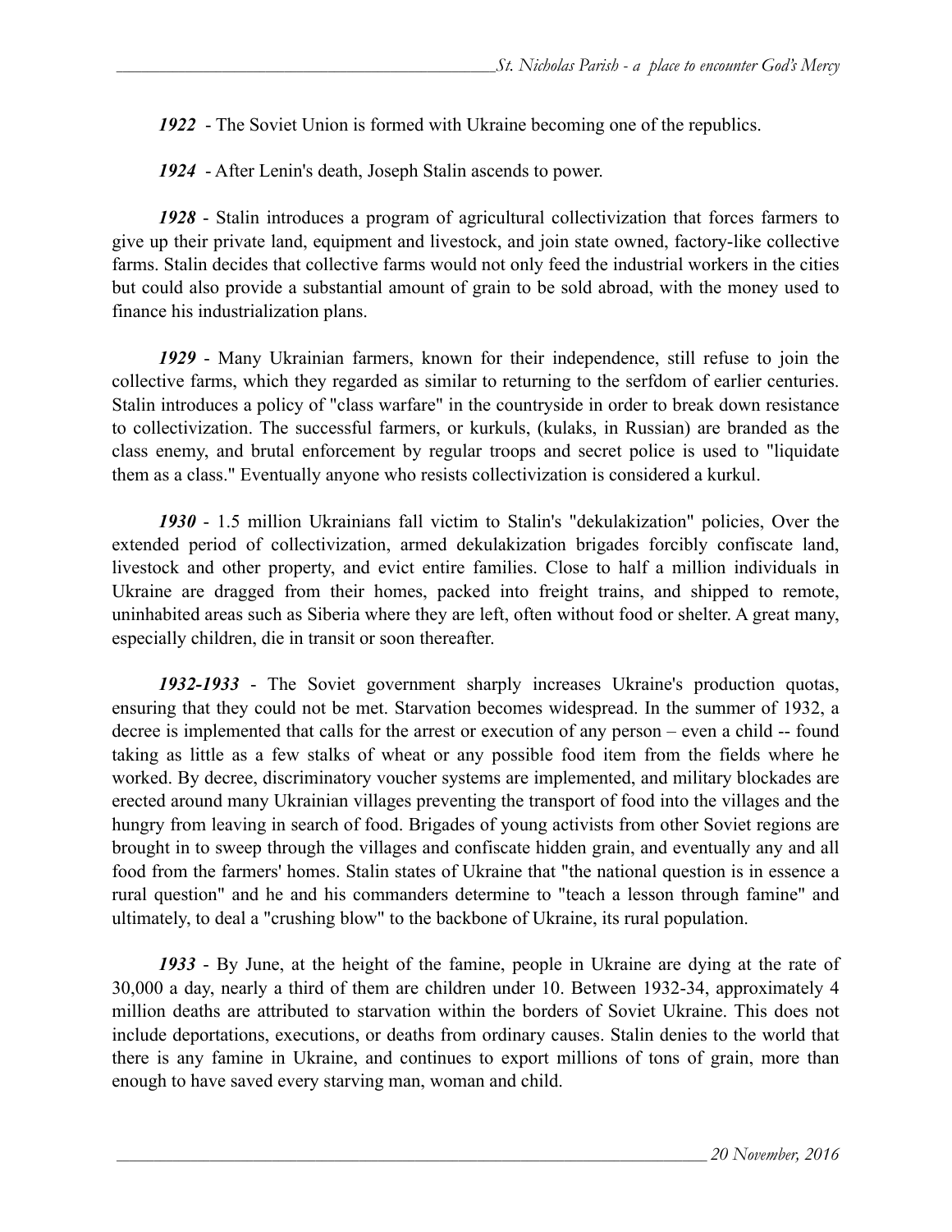***1922*** - The Soviet Union is formed with Ukraine becoming one of the republics.

***1924*** - After Lenin's death, Joseph Stalin ascends to power.

***1928*** - Stalin introduces a program of agricultural collectivization that forces farmers to give up their private land, equipment and livestock, and join state owned, factory-like collective farms. Stalin decides that collective farms would not only feed the industrial workers in the cities but could also provide a substantial amount of grain to be sold abroad, with the money used to finance his industrialization plans.

***1929*** - Many Ukrainian farmers, known for their independence, still refuse to join the collective farms, which they regarded as similar to returning to the serfdom of earlier centuries. Stalin introduces a policy of "class warfare" in the countryside in order to break down resistance to collectivization. The successful farmers, or kurkuls, (kulaks, in Russian) are branded as the class enemy, and brutal enforcement by regular troops and secret police is used to "liquidate them as a class." Eventually anyone who resists collectivization is considered a kurkul.

***1930*** - 1.5 million Ukrainians fall victim to Stalin's "dekulakization" policies, Over the extended period of collectivization, armed dekulakization brigades forcibly confiscate land, livestock and other property, and evict entire families. Close to half a million individuals in Ukraine are dragged from their homes, packed into freight trains, and shipped to remote, uninhabited areas such as Siberia where they are left, often without food or shelter. A great many, especially children, die in transit or soon thereafter.

***1932-1933*** - The Soviet government sharply increases Ukraine's production quotas, ensuring that they could not be met. Starvation becomes widespread. In the summer of 1932, a decree is implemented that calls for the arrest or execution of any person – even a child -- found taking as little as a few stalks of wheat or any possible food item from the fields where he worked. By decree, discriminatory voucher systems are implemented, and military blockades are erected around many Ukrainian villages preventing the transport of food into the villages and the hungry from leaving in search of food. Brigades of young activists from other Soviet regions are brought in to sweep through the villages and confiscate hidden grain, and eventually any and all food from the farmers' homes. Stalin states of Ukraine that "the national question is in essence a rural question" and he and his commanders determine to "teach a lesson through famine" and ultimately, to deal a "crushing blow" to the backbone of Ukraine, its rural population.

***1933*** - By June, at the height of the famine, people in Ukraine are dying at the rate of 30,000 a day, nearly a third of them are children under 10. Between 1932-34, approximately 4 million deaths are attributed to starvation within the borders of Soviet Ukraine. This does not include deportations, executions, or deaths from ordinary causes. Stalin denies to the world that there is any famine in Ukraine, and continues to export millions of tons of grain, more than enough to have saved every starving man, woman and child.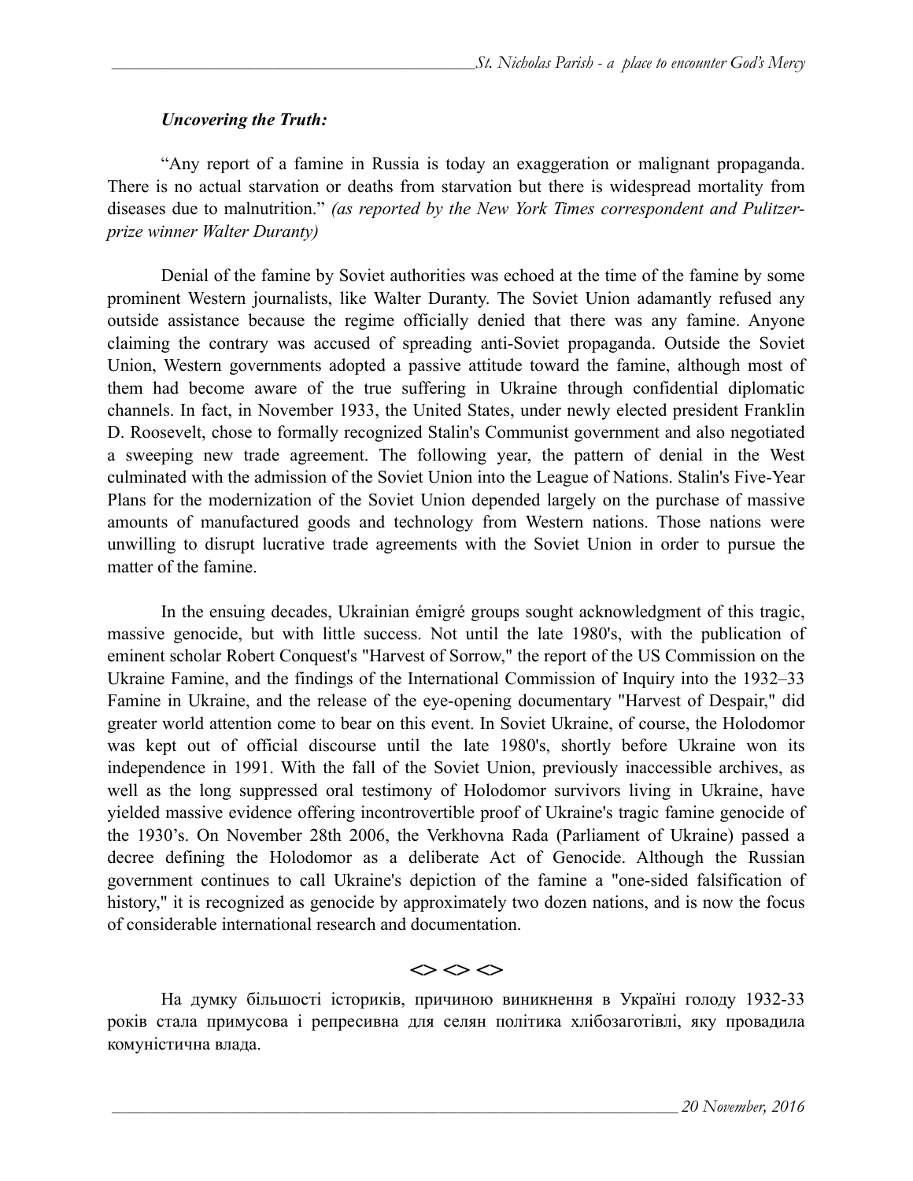***Uncovering the Truth:***

"Any report of a famine in Russia is today an exaggeration or malignant propaganda. There is no actual starvation or deaths from starvation but there is widespread mortality from diseases due to malnutrition." *(as reported by the New York Times correspondent and Pulitzer-prize winner Walter Duranty)*

Denial of the famine by Soviet authorities was echoed at the time of the famine by some prominent Western journalists, like Walter Duranty. The Soviet Union adamantly refused any outside assistance because the regime officially denied that there was any famine. Anyone claiming the contrary was accused of spreading anti-Soviet propaganda. Outside the Soviet Union, Western governments adopted a passive attitude toward the famine, although most of them had become aware of the true suffering in Ukraine through confidential diplomatic channels. In fact, in November 1933, the United States, under newly elected president Franklin D. Roosevelt, chose to formally recognized Stalin's Communist government and also negotiated a sweeping new trade agreement. The following year, the pattern of denial in the West culminated with the admission of the Soviet Union into the League of Nations. Stalin's Five-Year Plans for the modernization of the Soviet Union depended largely on the purchase of massive amounts of manufactured goods and technology from Western nations. Those nations were unwilling to disrupt lucrative trade agreements with the Soviet Union in order to pursue the matter of the famine.

In the ensuing decades, Ukrainian émigré groups sought acknowledgment of this tragic, massive genocide, but with little success. Not until the late 1980's, with the publication of eminent scholar Robert Conquest's "Harvest of Sorrow," the report of the US Commission on the Ukraine Famine, and the findings of the International Commission of Inquiry into the 1932–33 Famine in Ukraine, and the release of the eye-opening documentary "Harvest of Despair," did greater world attention come to bear on this event. In Soviet Ukraine, of course, the Holodomor was kept out of official discourse until the late 1980's, shortly before Ukraine won its independence in 1991. With the fall of the Soviet Union, previously inaccessible archives, as well as the long suppressed oral testimony of Holodomor survivors living in Ukraine, have yielded massive evidence offering incontrovertible proof of Ukraine's tragic famine genocide of the 1930's. On November 28th 2006, the Verkhovna Rada (Parliament of Ukraine) passed a decree defining the Holodomor as a deliberate Act of Genocide. Although the Russian government continues to call Ukraine's depiction of the famine a "one-sided falsification of history," it is recognized as genocide by approximately two dozen nations, and is now the focus of considerable international research and documentation.

<> <> <>

На думку більшості істориків, причиною виникнення в Україні голоду 1932-33 років стала примусова і репресивна для селян політика хлібозаготівлі, яку провадила комуністична влада.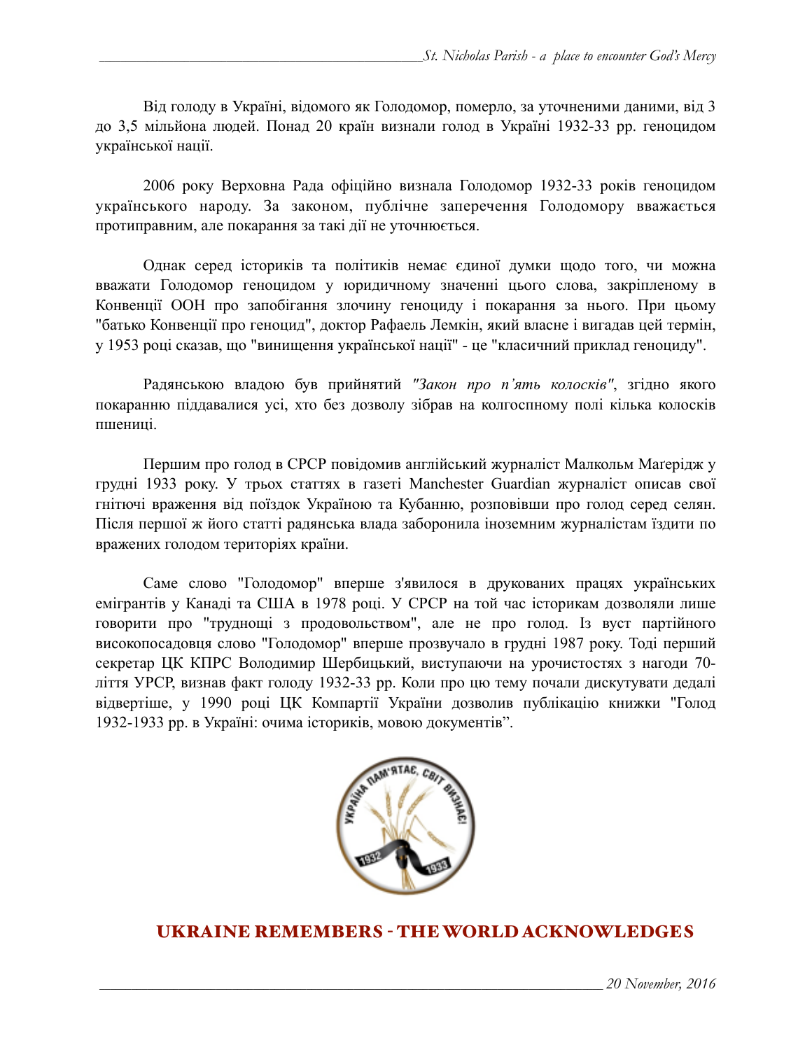Від голоду в Україні, відомого як Голодомор, померло, за уточненими даними, від 3 до 3,5 мільйона людей. Понад 20 країн визнали голод в Україні 1932-33 рр. геноцидом української нації.

2006 року Верховна Рада офіційно визнала Голодомор 1932-33 років геноцидом українського народу. За законом, публічне заперечення Голодомору вважається протиправним, але покарання за такі дії не уточнюється.

Однак серед істориків та політиків немає єдиної думки щодо того, чи можна вважати Голодомор геноцидом у юридичному значенні цього слова, закріпленому в Конвенції ООН про запобігання злочину геноциду і покарання за нього. При цьому "батько Конвенції про геноцид", доктор Рафаель Лемкін, який власне і вигадав цей термін, у 1953 році сказав, що "винищення української нації" - це "класичний приклад геноциду".

Радянською владою був прийнятий *"Закон про п'ять колосків"*, згідно якого покаранню піддавалися усі, хто без дозволу зібрав на колгоспному полі кілька колосків пшениці.

Першим про голод в СРСР повідомив англійський журналіст Малкольм Маґерідж у грудні 1933 року. У трьох статтях в газеті Manchester Guardian журналіст описав свої гнітючі враження від поїздок Україною та Кубанню, розповівши про голод серед селян. Після першої ж його статті радянська влада заборонила іноземним журналістам їздити по вражених голодом територіях країни.

Саме слово "Голодомор" вперше з'явилося в друкованих працях українських емігрантів у Канаді та США в 1978 році. У СРСР на той час історикам дозволяли лише говорити про "труднощі з продовольством", але не про голод. Із вуст партійного високопосадовця слово "Голодомор" вперше прозвучало в грудні 1987 року. Тоді перший секретар ЦК КПРС Володимир Шербицький, виступаючи на урочистостях з нагоди 70-ліття УРСР, визнав факт голоду 1932-33 рр. Коли про цю тему почали дискутувати дедалі відвертіше, у 1990 році ЦК Компартії України дозволив публікацію книжки "Голод 1932-1933 рр. в Україні: очима істориків, мовою документів".

УКРАЇНА ПАМ'ЯТАЄ, СВІТ ВИЗНАЄ!
1932
1933

**UKRAINE REMEMBERS - THE WORLD ACKNOWLEDGES**